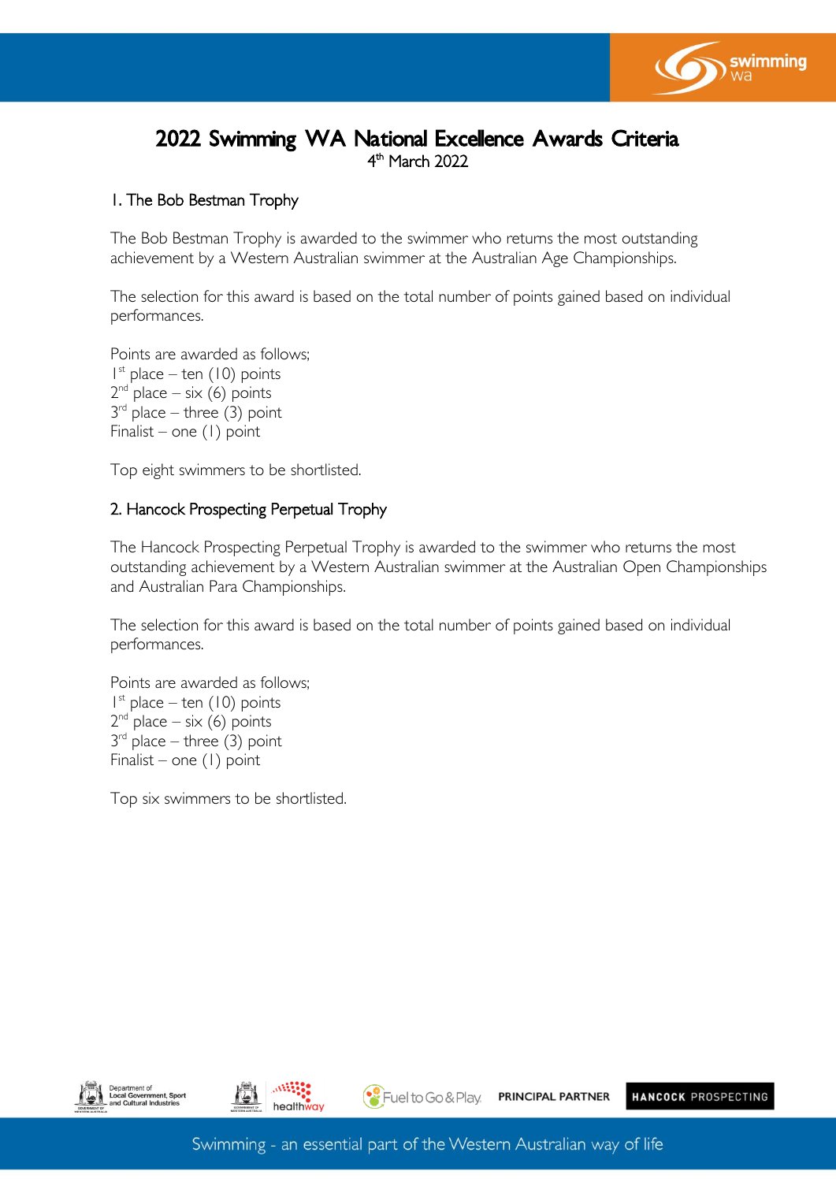# 2022 Swimming WA National Excellence Awards Criteria

4th March 2022

## 1. The Bob Bestman Trophy

The Bob Bestman Trophy is awarded to the swimmer who returns the most outstanding achievement by a Western Australian swimmer at the Australian Age Championships.

The selection for this award is based on the total number of points gained based on individual performances.

Points are awarded as follows;
1st place – ten (10) points
2nd place – six (6) points
3rd place – three (3) point
Finalist – one (1) point

Top eight swimmers to be shortlisted.

## 2. Hancock Prospecting Perpetual Trophy

The Hancock Prospecting Perpetual Trophy is awarded to the swimmer who returns the most outstanding achievement by a Western Australian swimmer at the Australian Open Championships and Australian Para Championships.

The selection for this award is based on the total number of points gained based on individual performances.

Points are awarded as follows;
1st place – ten (10) points
2nd place – six (6) points
3rd place – three (3) point
Finalist – one (1) point

Top six swimmers to be shortlisted.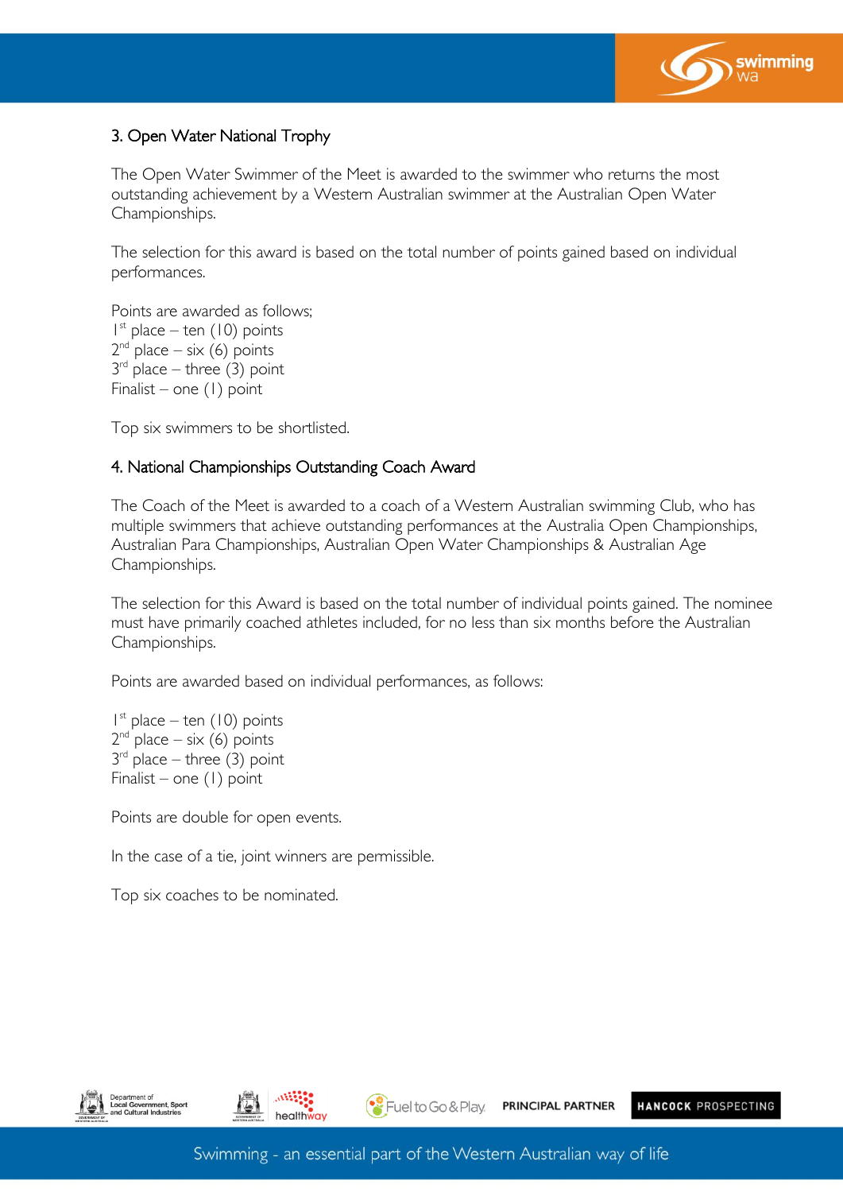### 3. Open Water National Trophy

The Open Water Swimmer of the Meet is awarded to the swimmer who returns the most outstanding achievement by a Western Australian swimmer at the Australian Open Water Championships.

The selection for this award is based on the total number of points gained based on individual performances.

Points are awarded as follows;
1st place – ten (10) points
2nd place – six (6) points
3rd place – three (3) point
Finalist – one (1) point

Top six swimmers to be shortlisted.

### 4. National Championships Outstanding Coach Award

The Coach of the Meet is awarded to a coach of a Western Australian swimming Club, who has multiple swimmers that achieve outstanding performances at the Australia Open Championships, Australian Para Championships, Australian Open Water Championships & Australian Age Championships.

The selection for this Award is based on the total number of individual points gained. The nominee must have primarily coached athletes included, for no less than six months before the Australian Championships.

Points are awarded based on individual performances, as follows:

1st place – ten (10) points
2nd place – six (6) points
3rd place – three (3) point
Finalist – one (1) point

Points are double for open events.

In the case of a tie, joint winners are permissible.

Top six coaches to be nominated.